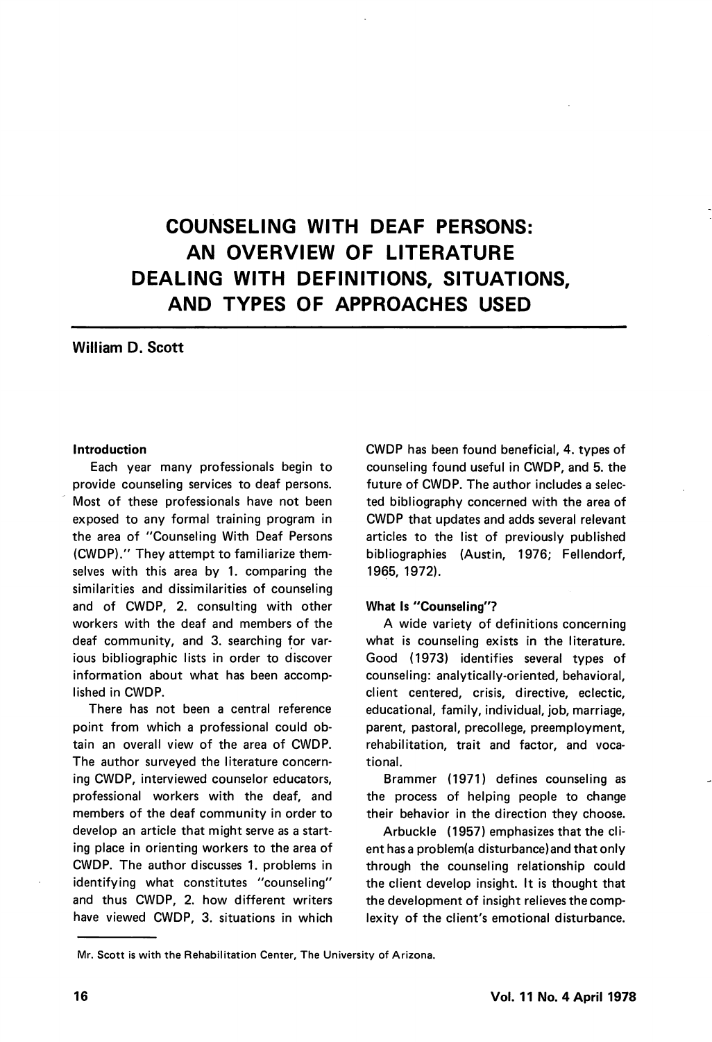# COUNSELING WITH DEAF PERSONS: AN OVERVIEW OF LITERATURE DEALING WITH DEFINITIONS, SITUATIONS, AND TYPES OF APPROACHES USED

**William D. Scott**

### Introduction

Each year many professionals begin to provide counseling services to deaf persons. Most of these professionals have not been exposed to any formal training program in the area of "Counseling With Deaf Persons (CWDP)." They attempt to familiarize themselves with this area by 1. comparing the similarities and dissimilarities of counseling and of CWDP, 2. consulting with other workers with the deaf and members of the deaf community, and 3. searching for various bibliographic lists in order to discover information about what has been accomplished in CWDP.

There has not been a central reference point from which a professional could obtain an overall view of the area of CWDP. The author surveyed the literature concerning CWDP, interviewed counselor educators, professional workers with the deaf, and members of the deaf community in order to develop an article that might serve as a starting place in orienting workers to the area of CWDP. The author discusses 1. problems in identifying what constitutes "counseling" and thus CWDP, 2. how different writers have viewed CWDP, 3. situations in which CWDP has been found beneficial, 4. types of counseling found useful in CWDP, and 5. the future of CWDP. The author includes a selected bibliography concerned with the area of CWDP that updates and adds several relevant articles to the list of previously published bibliographies (Austin, 1976; Fellendorf, 1965, 1972).

### What Is "Counseling"?

A wide variety of definitions concerning what is counseling exists in the literature. Good (1973) identifies several types of counseling: analytically-oriented, behavioral, client centered, crisis, directive, eclectic, educational, family, individual, job, marriage, parent, pastoral, precollege, preemployment, rehabilitation, trait and factor, and vocational.

Brammer (1971) defines counseling as the process of helping people to change their behavior in the direction they choose.

Arbuckle (1957) emphasizes that the client has a problem(a disturbance) and that only through the counseling relationship could the client develop insight. It is thought that the development of insight relieves the complexity of the client's emotional disturbance.

---

Mr. Scott is with the Rehabilitation Center, The University of Arizona.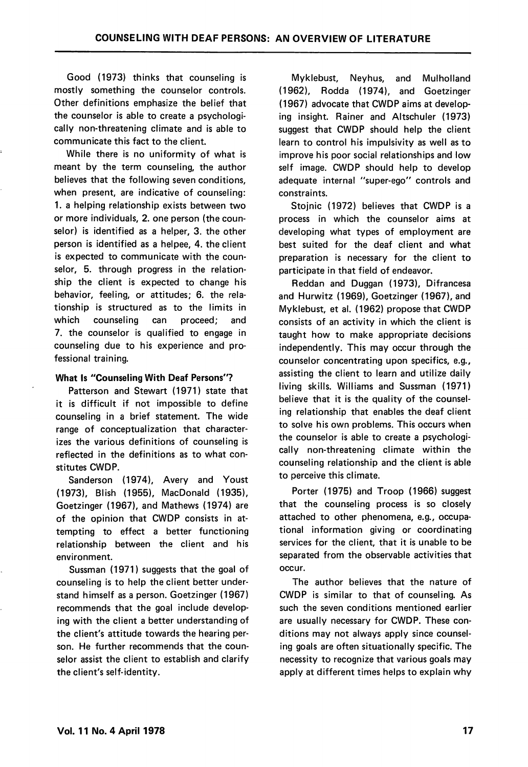Good (1973) thinks that counseling is mostly something the counselor controls. Other definitions emphasize the belief that the counselor is able to create a psychologically non-threatening climate and is able to communicate this fact to the client.

While there is no uniformity of what is meant by the term counseling, the author believes that the following seven conditions, when present, are indicative of counseling: 1. a helping relationship exists between two or more individuals, 2. one person (the counselor) is identified as a helper, 3. the other person is identified as a helpee, 4. the client is expected to communicate with the counselor, 5. through progress in the relationship the client is expected to change his behavior, feeling, or attitudes; 6. the relationship is structured as to the limits in which counseling can proceed; and 7. the counselor is qualified to engage in counseling due to his experience and professional training.

**What Is "Counseling With Deaf Persons"?**

Patterson and Stewart (1971) state that it is difficult if not impossible to define counseling in a brief statement. The wide range of conceptualization that characterizes the various definitions of counseling is reflected in the definitions as to what constitutes CWDP.

Sanderson (1974), Avery and Youst (1973), Blish (1955), MacDonald (1935), Goetzinger (1967), and Mathews (1974) are of the opinion that CWDP consists in attempting to effect a better functioning relationship between the client and his environment.

Sussman (1971) suggests that the goal of counseling is to help the client better understand himself as a person. Goetzinger (1967) recommends that the goal include developing with the client a better understanding of the client's attitude towards the hearing person. He further recommends that the counselor assist the client to establish and clarify the client's self-identity.

Myklebust, Neyhus, and Mulholland (1962), Rodda (1974), and Goetzinger (1967) advocate that CWDP aims at developing insight. Rainer and Altschuler (1973) suggest that CWDP should help the client learn to control his impulsivity as well as to improve his poor social relationships and low self image. CWDP should help to develop adequate internal "super-ego" controls and constraints.

Stojnic (1972) believes that CWDP is a process in which the counselor aims at developing what types of employment are best suited for the deaf client and what preparation is necessary for the client to participate in that field of endeavor.

Reddan and Duggan (1973), Difrancesa and Hurwitz (1969), Goetzinger (1967), and Myklebust, et al. (1962) propose that CWDP consists of an activity in which the client is taught how to make appropriate decisions independently. This may occur through the counselor concentrating upon specifics, e.g., assisting the client to learn and utilize daily living skills. Williams and Sussman (1971) believe that it is the quality of the counseling relationship that enables the deaf client to solve his own problems. This occurs when the counselor is able to create a psychologically non-threatening climate within the counseling relationship and the client is able to perceive this climate.

Porter (1975) and Troop (1966) suggest that the counseling process is so closely attached to other phenomena, e.g., occupational information giving or coordinating services for the client, that it is unable to be separated from the observable activities that occur.

The author believes that the nature of CWDP is similar to that of counseling. As such the seven conditions mentioned earlier are usually necessary for CWDP. These conditions may not always apply since counseling goals are often situationally specific. The necessity to recognize that various goals may apply at different times helps to explain why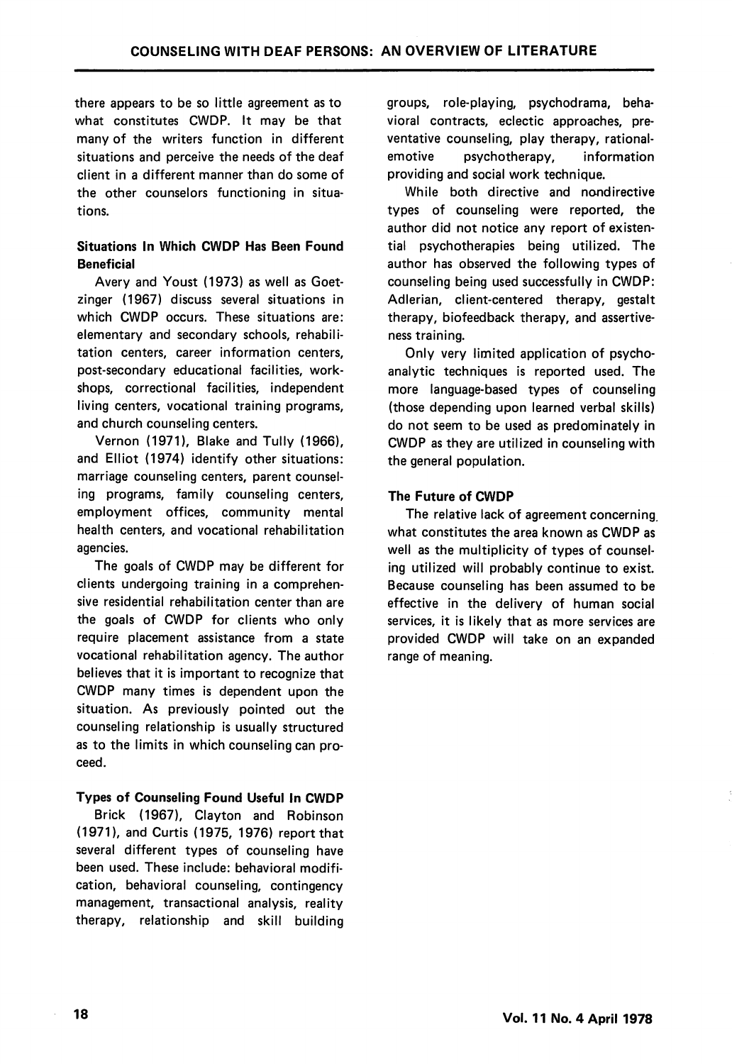there appears to be so little agreement as to what constitutes CWDP. It may be that many of the writers function in different situations and perceive the needs of the deaf client in a different manner than do some of the other counselors functioning in situations.

### Situations In Which CWDP Has Been Found Beneficial

Avery and Youst (1973) as well as Goetzinger (1967) discuss several situations in which CWDP occurs. These situations are: elementary and secondary schools, rehabilitation centers, career information centers, post-secondary educational facilities, workshops, correctional facilities, independent living centers, vocational training programs, and church counseling centers.

Vernon (1971), Blake and Tully (1966), and Elliot (1974) identify other situations: marriage counseling centers, parent counseling programs, family counseling centers, employment offices, community mental health centers, and vocational rehabilitation agencies.

The goals of CWDP may be different for clients undergoing training in a comprehensive residential rehabilitation center than are the goals of CWDP for clients who only require placement assistance from a state vocational rehabilitation agency. The author believes that it is important to recognize that CWDP many times is dependent upon the situation. As previously pointed out the counseling relationship is usually structured as to the limits in which counseling can proceed.

### Types of Counseling Found Useful In CWDP

Brick (1967), Clayton and Robinson (1971), and Curtis (1975, 1976) report that several different types of counseling have been used. These include: behavioral modification, behavioral counseling, contingency management, transactional analysis, reality therapy, relationship and skill building groups, role-playing, psychodrama, behavioral contracts, eclectic approaches, preventative counseling, play therapy, rational-emotive psychotherapy, information providing and social work technique.

While both directive and nondirective types of counseling were reported, the author did not notice any report of existential psychotherapies being utilized. The author has observed the following types of counseling being used successfully in CWDP: Adlerian, client-centered therapy, gestalt therapy, biofeedback therapy, and assertiveness training.

Only very limited application of psychoanalytic techniques is reported used. The more language-based types of counseling (those depending upon learned verbal skills) do not seem to be used as predominately in CWDP as they are utilized in counseling with the general population.

### The Future of CWDP

The relative lack of agreement concerning what constitutes the area known as CWDP as well as the multiplicity of types of counseling utilized will probably continue to exist. Because counseling has been assumed to be effective in the delivery of human social services, it is likely that as more services are provided CWDP will take on an expanded range of meaning.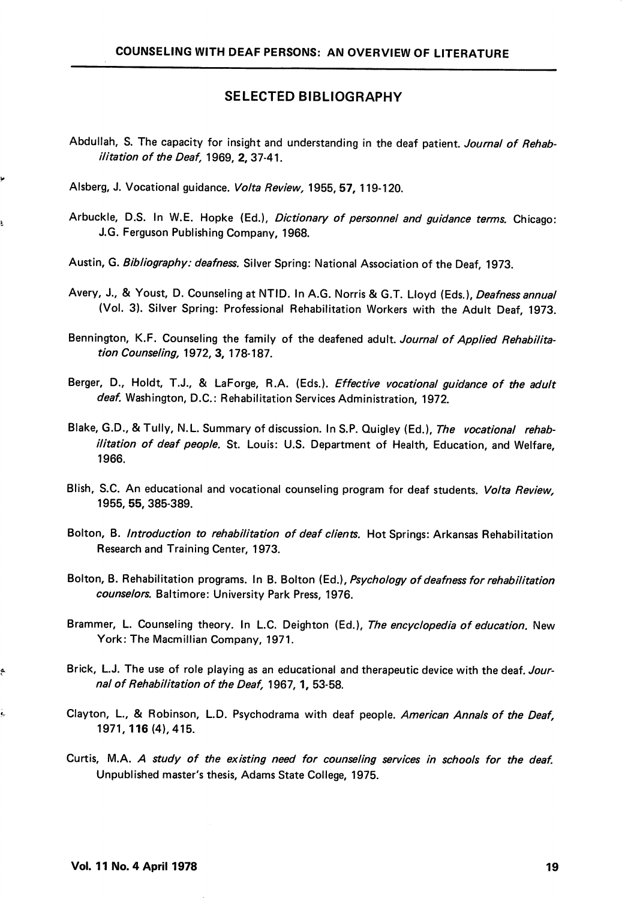## SELECTED BIBLIOGRAPHY

Abdullah, S. The capacity for insight and understanding in the deaf patient. *Journal of Rehabilitation of the Deaf,* 1969, **2,** 37-41.

Alsberg, J. Vocational guidance. *Volta Review,* 1955, **57,** 119-120.

Arbuckle, D.S. In W.E. Hopke (Ed.), *Dictionary of personnel and guidance terms.* Chicago: J.G. Ferguson Publishing Company, 1968.

Austin, G. *Bibliography: deafness.* Silver Spring: National Association of the Deaf, 1973.

Avery, J., & Youst, D. Counseling at NTID. In A.G. Norris & G.T. Lloyd (Eds.), *Deafness annual* (Vol. 3). Silver Spring: Professional Rehabilitation Workers with the Adult Deaf, 1973.

Bennington, K.F. Counseling the family of the deafened adult. *Journal of Applied Rehabilitation Counseling,* 1972, **3,** 178-187.

Berger, D., Holdt, T.J., & LaForge, R.A. (Eds.). *Effective vocational guidance of the adult deaf.* Washington, D.C.: Rehabilitation Services Administration, 1972.

Blake, G.D., & Tully, N.L. Summary of discussion. In S.P. Quigley (Ed.), *The vocational rehabilitation of deaf people.* St. Louis: U.S. Department of Health, Education, and Welfare, 1966.

Blish, S.C. An educational and vocational counseling program for deaf students. *Volta Review,* 1955, **55,** 385-389.

Bolton, B. *Introduction to rehabilitation of deaf clients.* Hot Springs: Arkansas Rehabilitation Research and Training Center, 1973.

Bolton, B. Rehabilitation programs. In B. Bolton (Ed.), *Psychology of deafness for rehabilitation counselors.* Baltimore: University Park Press, 1976.

Brammer, L. Counseling theory. In L.C. Deighton (Ed.), *The encyclopedia of education.* New York: The Macmillian Company, 1971.

Brick, L.J. The use of role playing as an educational and therapeutic device with the deaf. *Journal of Rehabilitation of the Deaf,* 1967, **1,** 53-58.

Clayton, L., & Robinson, L.D. Psychodrama with deaf people. *American Annals of the Deaf,* 1971, **116** (4), 415.

Curtis, M.A. *A study of the existing need for counseling services in schools for the deaf.* Unpublished master's thesis, Adams State College, 1975.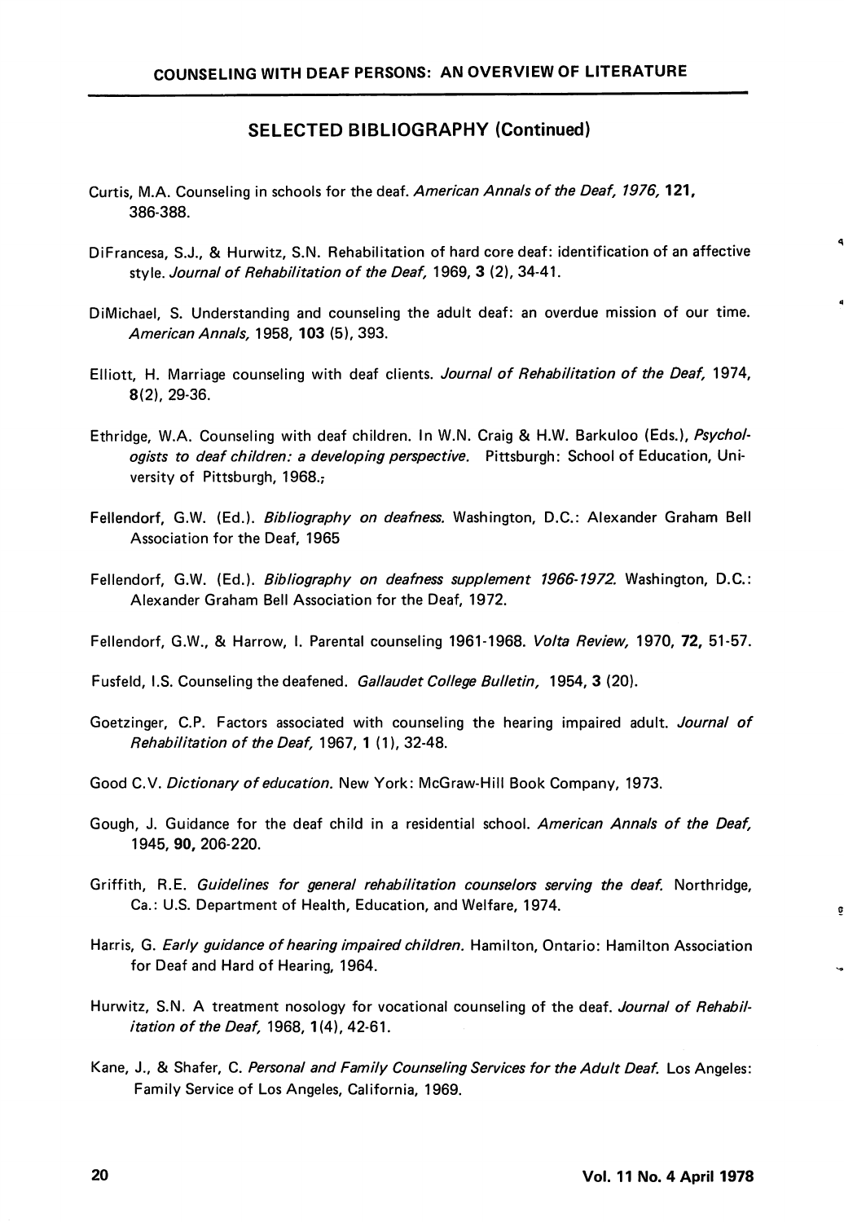## SELECTED BIBLIOGRAPHY (Continued)

Curtis, M.A. Counseling in schools for the deaf. *American Annals of the Deaf, 1976,* **121,** 386-388.

DiFrancesa, S.J., & Hurwitz, S.N. Rehabilitation of hard core deaf: identification of an affective style. *Journal of Rehabilitation of the Deaf,* 1969, **3** (2), 34-41.

DiMichael, S. Understanding and counseling the adult deaf: an overdue mission of our time. *American Annals,* 1958, **103** (5), 393.

Elliott, H. Marriage counseling with deaf clients. *Journal of Rehabilitation of the Deaf,* 1974, **8**(2), 29-36.

Ethridge, W.A. Counseling with deaf children. In W.N. Craig & H.W. Barkuloo (Eds.), *Psychologists to deaf children: a developing perspective.* Pittsburgh: School of Education, University of Pittsburgh, 1968.;

Fellendorf, G.W. (Ed.). *Bibliography on deafness.* Washington, D.C.: Alexander Graham Bell Association for the Deaf, 1965

Fellendorf, G.W. (Ed.). *Bibliography on deafness supplement 1966-1972.* Washington, D.C.: Alexander Graham Bell Association for the Deaf, 1972.

Fellendorf, G.W., & Harrow, I. Parental counseling 1961-1968. *Volta Review,* 1970, **72,** 51-57.

Fusfeld, I.S. Counseling the deafened. *Gallaudet College Bulletin,* 1954, **3** (20).

Goetzinger, C.P. Factors associated with counseling the hearing impaired adult. *Journal of Rehabilitation of the Deaf,* 1967, **1** (1), 32-48.

Good C.V. *Dictionary of education.* New York: McGraw-Hill Book Company, 1973.

Gough, J. Guidance for the deaf child in a residential school. *American Annals of the Deaf,* 1945, **90,** 206-220.

Griffith, R.E. *Guidelines for general rehabilitation counselors serving the deaf.* Northridge, Ca.: U.S. Department of Health, Education, and Welfare, 1974.

Harris, G. *Early guidance of hearing impaired children.* Hamilton, Ontario: Hamilton Association for Deaf and Hard of Hearing, 1964.

Hurwitz, S.N. A treatment nosology for vocational counseling of the deaf. *Journal of Rehabilitation of the Deaf,* 1968, **1**(4), 42-61.

Kane, J., & Shafer, C. *Personal and Family Counseling Services for the Adult Deaf.* Los Angeles: Family Service of Los Angeles, California, 1969.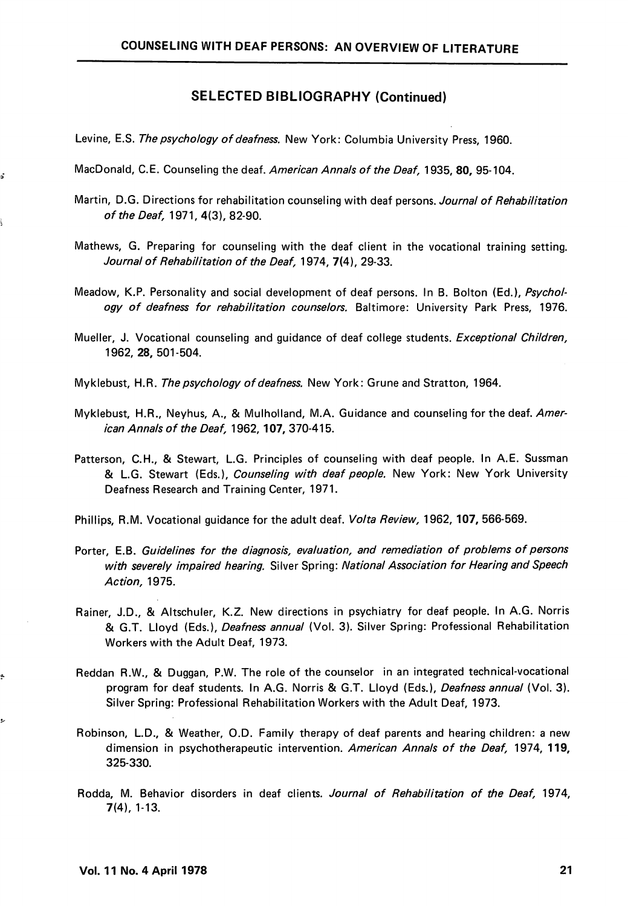## SELECTED BIBLIOGRAPHY (Continued)

Levine, E.S. *The psychology of deafness.* New York: Columbia University Press, 1960.

MacDonald, C.E. Counseling the deaf. *American Annals of the Deaf,* 1935, **80,** 95-104.

Martin, D.G. Directions for rehabilitation counseling with deaf persons. *Journal of Rehabilitation of the Deaf,* 1971, **4**(3), 82-90.

Mathews, G. Preparing for counseling with the deaf client in the vocational training setting. *Journal of Rehabilitation of the Deaf,* 1974, **7**(4), 29-33.

Meadow, K.P. Personality and social development of deaf persons. In B. Bolton (Ed.), *Psychology of deafness for rehabilitation counselors.* Baltimore: University Park Press, 1976.

Mueller, J. Vocational counseling and guidance of deaf college students. *Exceptional Children,* 1962, **28,** 501-504.

Myklebust, H.R. *The psychology of deafness.* New York: Grune and Stratton, 1964.

Myklebust, H.R., Neyhus, A., & Mulholland, M.A. Guidance and counseling for the deaf. *American Annals of the Deaf,* 1962, **107,** 370-415.

Patterson, C.H., & Stewart, L.G. Principles of counseling with deaf people. In A.E. Sussman & L.G. Stewart (Eds.), *Counseling with deaf people.* New York: New York University Deafness Research and Training Center, 1971.

Phillips, R.M. Vocational guidance for the adult deaf. *Volta Review,* 1962, **107,** 566-569.

Porter, E.B. *Guidelines for the diagnosis, evaluation, and remediation of problems of persons with severely impaired hearing.* Silver Spring: *National Association for Hearing and Speech Action,* 1975.

Rainer, J.D., & Altschuler, K.Z. New directions in psychiatry for deaf people. In A.G. Norris & G.T. Lloyd (Eds.), *Deafness annual* (Vol. 3). Silver Spring: Professional Rehabilitation Workers with the Adult Deaf, 1973.

Reddan R.W., & Duggan, P.W. The role of the counselor in an integrated technical-vocational program for deaf students. In A.G. Norris & G.T. Lloyd (Eds.), *Deafness annual* (Vol. 3). Silver Spring: Professional Rehabilitation Workers with the Adult Deaf, 1973.

Robinson, L.D., & Weather, O.D. Family therapy of deaf parents and hearing children: a new dimension in psychotherapeutic intervention. *American Annals of the Deaf,* 1974, **119,** 325-330.

Rodda, M. Behavior disorders in deaf clients. *Journal of Rehabilitation of the Deaf,* 1974, **7**(4), 1-13.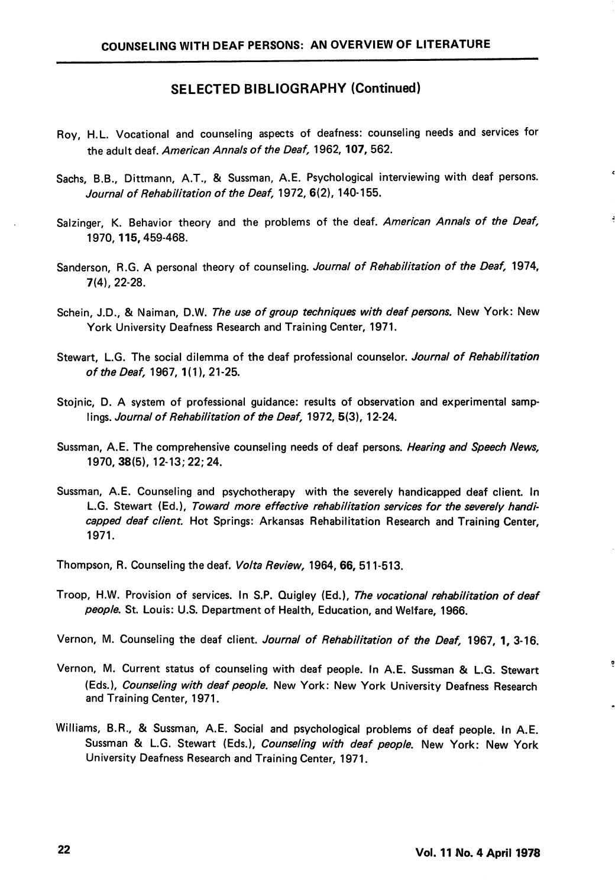## SELECTED BIBLIOGRAPHY (Continued)

Roy, H.L. Vocational and counseling aspects of deafness: counseling needs and services for the adult deaf. *American Annals of the Deaf,* 1962, **107,** 562.

Sachs, B.B., Dittmann, A.T., & Sussman, A.E. Psychological interviewing with deaf persons. *Journal of Rehabilitation of the Deaf,* 1972, **6**(2), 140-155.

Salzinger, K. Behavior theory and the problems of the deaf. *American Annals of the Deaf,* 1970, **115,** 459-468.

Sanderson, R.G. A personal theory of counseling. *Journal of Rehabilitation of the Deaf,* 1974, **7**(4), 22-28.

Schein, J.D., & Naiman, D.W. *The use of group techniques with deaf persons.* New York: New York University Deafness Research and Training Center, 1971.

Stewart, L.G. The social dilemma of the deaf professional counselor. *Journal of Rehabilitation of the Deaf,* 1967, **1**(1), 21-25.

Stojnic, D. A system of professional guidance: results of observation and experimental samplings. *Journal of Rehabilitation of the Deaf,* 1972, **5**(3), 12-24.

Sussman, A.E. The comprehensive counseling needs of deaf persons. *Hearing and Speech News,* 1970, **38**(5), 12-13; 22; 24.

Sussman, A.E. Counseling and psychotherapy with the severely handicapped deaf client. In L.G. Stewart (Ed.), *Toward more effective rehabilitation services for the severely handicapped deaf client.* Hot Springs: Arkansas Rehabilitation Research and Training Center, 1971.

Thompson, R. Counseling the deaf. *Volta Review,* 1964, **66,** 511-513.

Troop, H.W. Provision of services. In S.P. Quigley (Ed.), *The vocational rehabilitation of deaf people.* St. Louis: U.S. Department of Health, Education, and Welfare, 1966.

Vernon, M. Counseling the deaf client. *Journal of Rehabilitation of the Deaf,* 1967, **1,** 3-16.

Vernon, M. Current status of counseling with deaf people. In A.E. Sussman & L.G. Stewart (Eds.), *Counseling with deaf people.* New York: New York University Deafness Research and Training Center, 1971.

Williams, B.R., & Sussman, A.E. Social and psychological problems of deaf people. In A.E. Sussman & L.G. Stewart (Eds.), *Counseling with deaf people.* New York: New York University Deafness Research and Training Center, 1971.